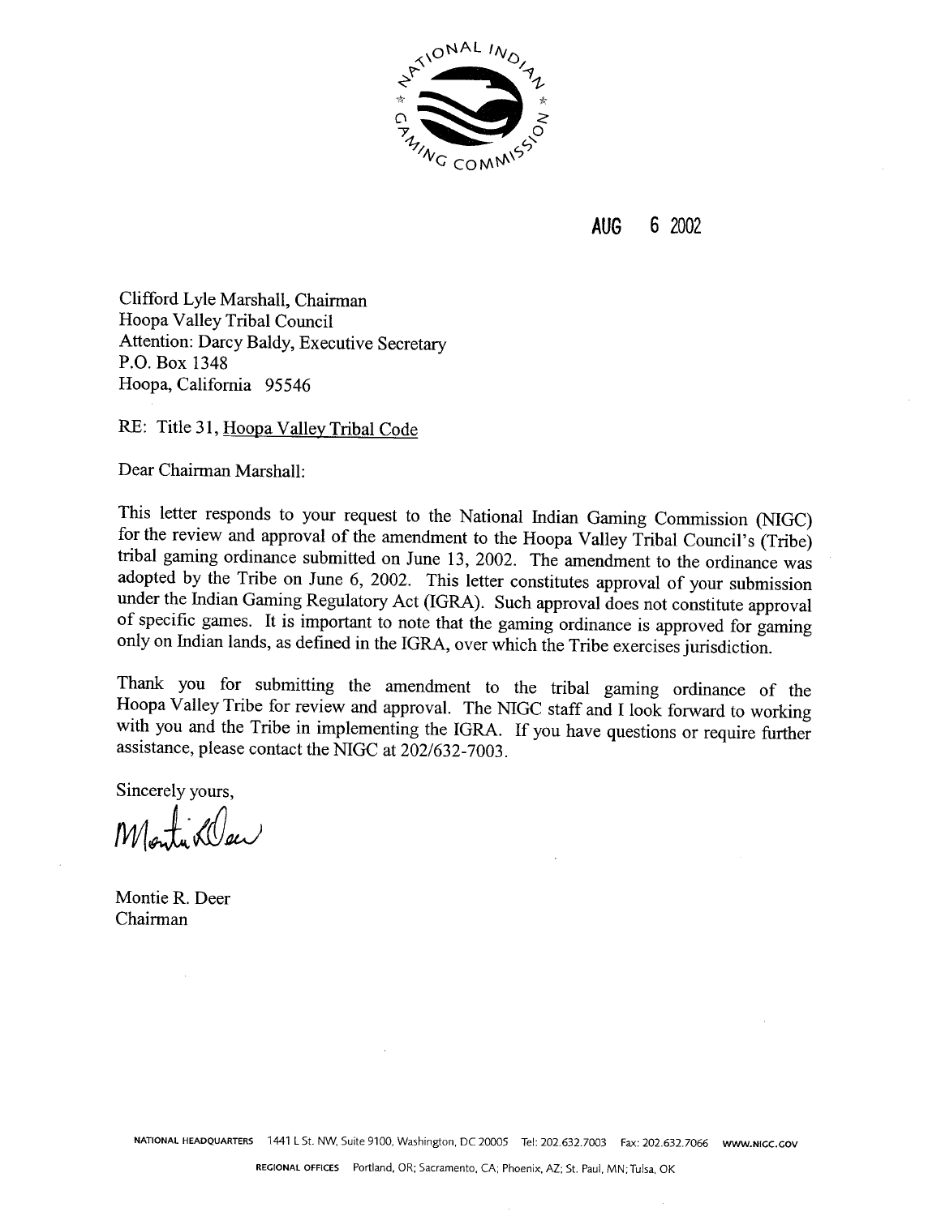NATIONAL INDIAN GAMING COMMISSION

AUG 6 2002

Clifford Lyle Marshall, Chairman
Hoopa Valley Tribal Council
Attention: Darcy Baldy, Executive Secretary
P.O. Box 1348
Hoopa, California 95546

RE: Title 31, Hoopa Valley Tribal Code

Dear Chairman Marshall:

This letter responds to your request to the National Indian Gaming Commission (NIGC) for the review and approval of the amendment to the Hoopa Valley Tribal Council's (Tribe) tribal gaming ordinance submitted on June 13, 2002. The amendment to the ordinance was adopted by the Tribe on June 6, 2002. This letter constitutes approval of your submission under the Indian Gaming Regulatory Act (IGRA). Such approval does not constitute approval of specific games. It is important to note that the gaming ordinance is approved for gaming only on Indian lands, as defined in the IGRA, over which the Tribe exercises jurisdiction.

Thank you for submitting the amendment to the tribal gaming ordinance of the Hoopa Valley Tribe for review and approval. The NIGC staff and I look forward to working with you and the Tribe in implementing the IGRA. If you have questions or require further assistance, please contact the NIGC at 202/632-7003.

Sincerely yours,

Montie R. Deer
Chairman

NATIONAL HEADQUARTERS 1441 L St. NW, Suite 9100, Washington, DC 20005 Tel: 202.632.7003 Fax: 202.632.7066 WWW.NIGC.GOV

REGIONAL OFFICES Portland, OR; Sacramento, CA; Phoenix, AZ; St. Paul, MN; Tulsa, OK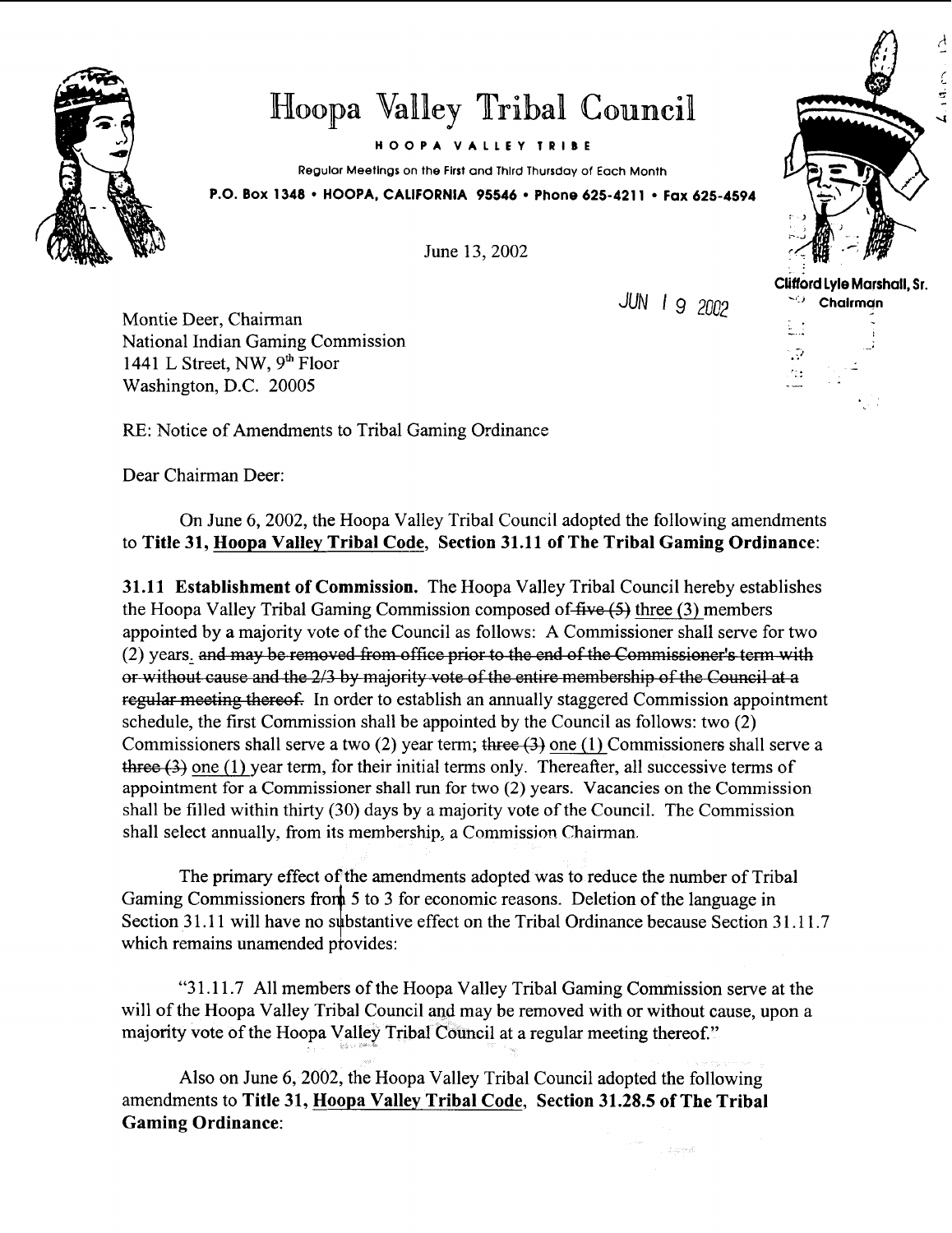# Hoopa Valley Tribal Council

**HOOPA VALLEY TRIBE**

Regular Meetings on the First and Third Thursday of Each Month

**P.O. Box 1348 • HOOPA, CALIFORNIA 95546 • Phone 625-4211 • Fax 625-4594**

**Clifford Lyle Marshall, Sr.**
**Chairman**

June 13, 2002

JUN 19 2002

Montie Deer, Chairman
National Indian Gaming Commission
1441 L Street, NW, 9th Floor
Washington, D.C. 20005

RE: Notice of Amendments to Tribal Gaming Ordinance

Dear Chairman Deer:

On June 6, 2002, the Hoopa Valley Tribal Council adopted the following amendments to **Title 31, Hoopa Valley Tribal Code, Section 31.11 of The Tribal Gaming Ordinance**:

**31.11 Establishment of Commission.** The Hoopa Valley Tribal Council hereby establishes the Hoopa Valley Tribal Gaming Commission composed of ~~five (5)~~ three (3) members appointed by a majority vote of the Council as follows: A Commissioner shall serve for two (2) years. ~~and may be removed from office prior to the end of the Commissioner's term with or without cause and the 2/3 by majority vote of the entire membership of the Council at a regular meeting thereof.~~ In order to establish an annually staggered Commission appointment schedule, the first Commission shall be appointed by the Council as follows: two (2) Commissioners shall serve a two (2) year term; ~~three (3)~~ one (1) Commissioners shall serve a ~~three (3)~~ one (1) year term, for their initial terms only. Thereafter, all successive terms of appointment for a Commissioner shall run for two (2) years. Vacancies on the Commission shall be filled within thirty (30) days by a majority vote of the Council. The Commission shall select annually, from its membership, a Commission Chairman.

The primary effect of the amendments adopted was to reduce the number of Tribal Gaming Commissioners from 5 to 3 for economic reasons. Deletion of the language in Section 31.11 will have no substantive effect on the Tribal Ordinance because Section 31.11.7 which remains unamended provides:

"31.11.7 All members of the Hoopa Valley Tribal Gaming Commission serve at the will of the Hoopa Valley Tribal Council and may be removed with or without cause, upon a majority vote of the Hoopa Valley Tribal Council at a regular meeting thereof."

Also on June 6, 2002, the Hoopa Valley Tribal Council adopted the following amendments to **Title 31, Hoopa Valley Tribal Code, Section 31.28.5 of The Tribal Gaming Ordinance**: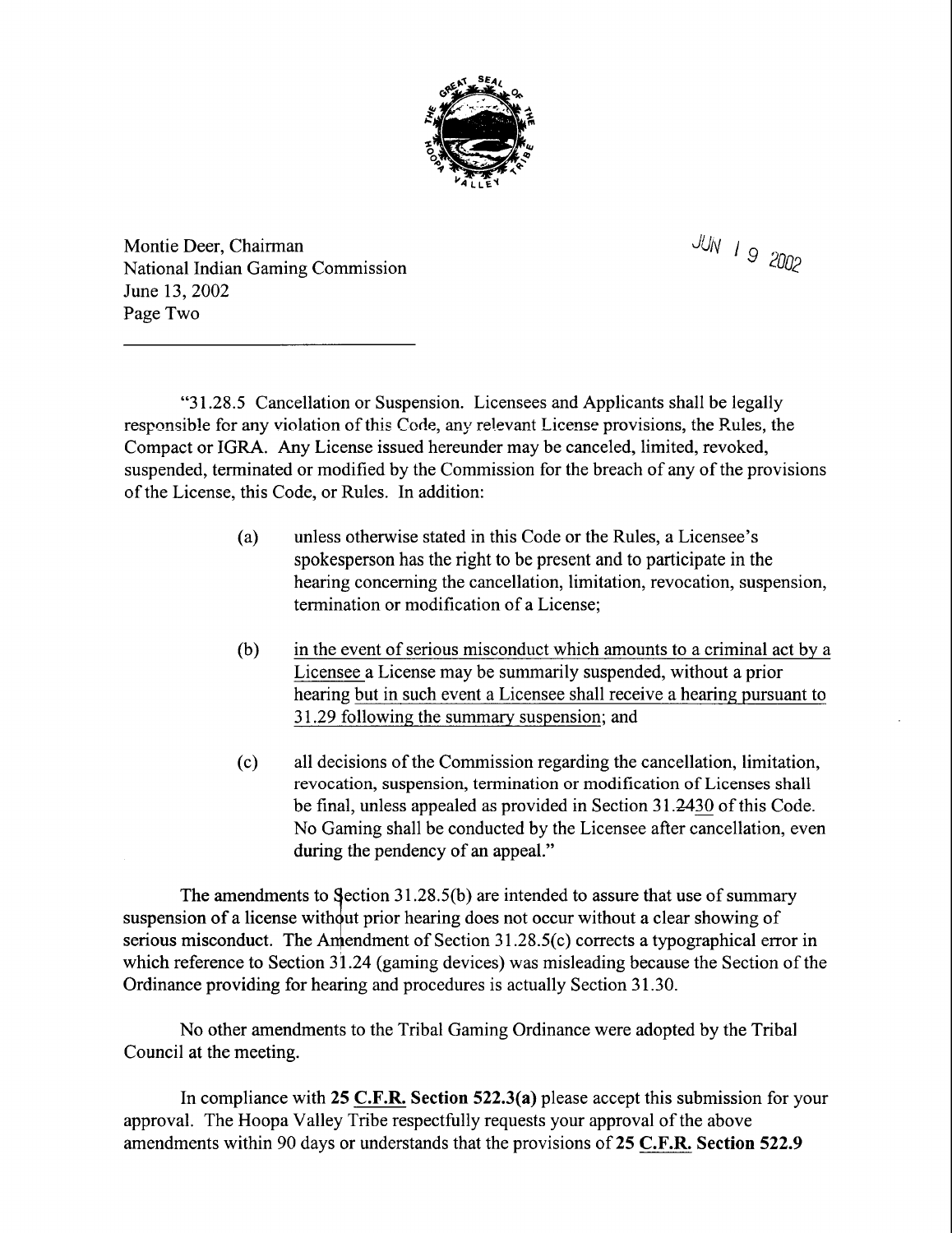Montie Deer, Chairman
National Indian Gaming Commission
June 13, 2002
Page Two

JUN 19 2002

"31.28.5 Cancellation or Suspension. Licensees and Applicants shall be legally responsible for any violation of this Code, any relevant License provisions, the Rules, the Compact or IGRA. Any License issued hereunder may be canceled, limited, revoked, suspended, terminated or modified by the Commission for the breach of any of the provisions of the License, this Code, or Rules. In addition:

(a) unless otherwise stated in this Code or the Rules, a Licensee's spokesperson has the right to be present and to participate in the hearing concerning the cancellation, limitation, revocation, suspension, termination or modification of a License;

(b) in the event of serious misconduct which amounts to a criminal act by a Licensee a License may be summarily suspended, without a prior hearing but in such event a Licensee shall receive a hearing pursuant to 31.29 following the summary suspension; and

(c) all decisions of the Commission regarding the cancellation, limitation, revocation, suspension, termination or modification of Licenses shall be final, unless appealed as provided in Section 31.~~24~~30 of this Code. No Gaming shall be conducted by the Licensee after cancellation, even during the pendency of an appeal."

The amendments to Section 31.28.5(b) are intended to assure that use of summary suspension of a license without prior hearing does not occur without a clear showing of serious misconduct. The Amendment of Section 31.28.5(c) corrects a typographical error in which reference to Section 31.24 (gaming devices) was misleading because the Section of the Ordinance providing for hearing and procedures is actually Section 31.30.

No other amendments to the Tribal Gaming Ordinance were adopted by the Tribal Council at the meeting.

In compliance with **25 C.F.R. Section 522.3(a)** please accept this submission for your approval. The Hoopa Valley Tribe respectfully requests your approval of the above amendments within 90 days or understands that the provisions of **25 C.F.R. Section 522.9**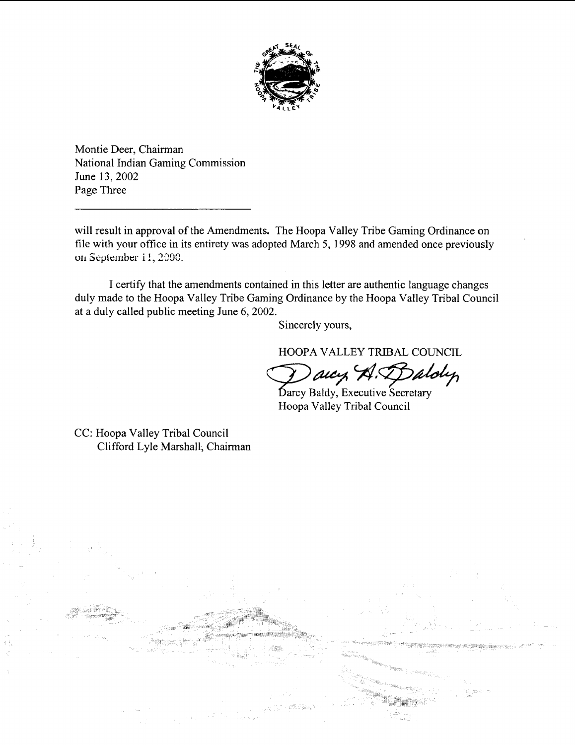Montie Deer, Chairman
National Indian Gaming Commission
June 13, 2002
Page Three

---

will result in approval of the Amendments. The Hoopa Valley Tribe Gaming Ordinance on file with your office in its entirety was adopted March 5, 1998 and amended once previously on September 11, 2000.

I certify that the amendments contained in this letter are authentic language changes duly made to the Hoopa Valley Tribe Gaming Ordinance by the Hoopa Valley Tribal Council at a duly called public meeting June 6, 2002.

Sincerely yours,

HOOPA VALLEY TRIBAL COUNCIL

Darcy A. Baldy

Darcy Baldy, Executive Secretary
Hoopa Valley Tribal Council

CC: Hoopa Valley Tribal Council
Clifford Lyle Marshall, Chairman